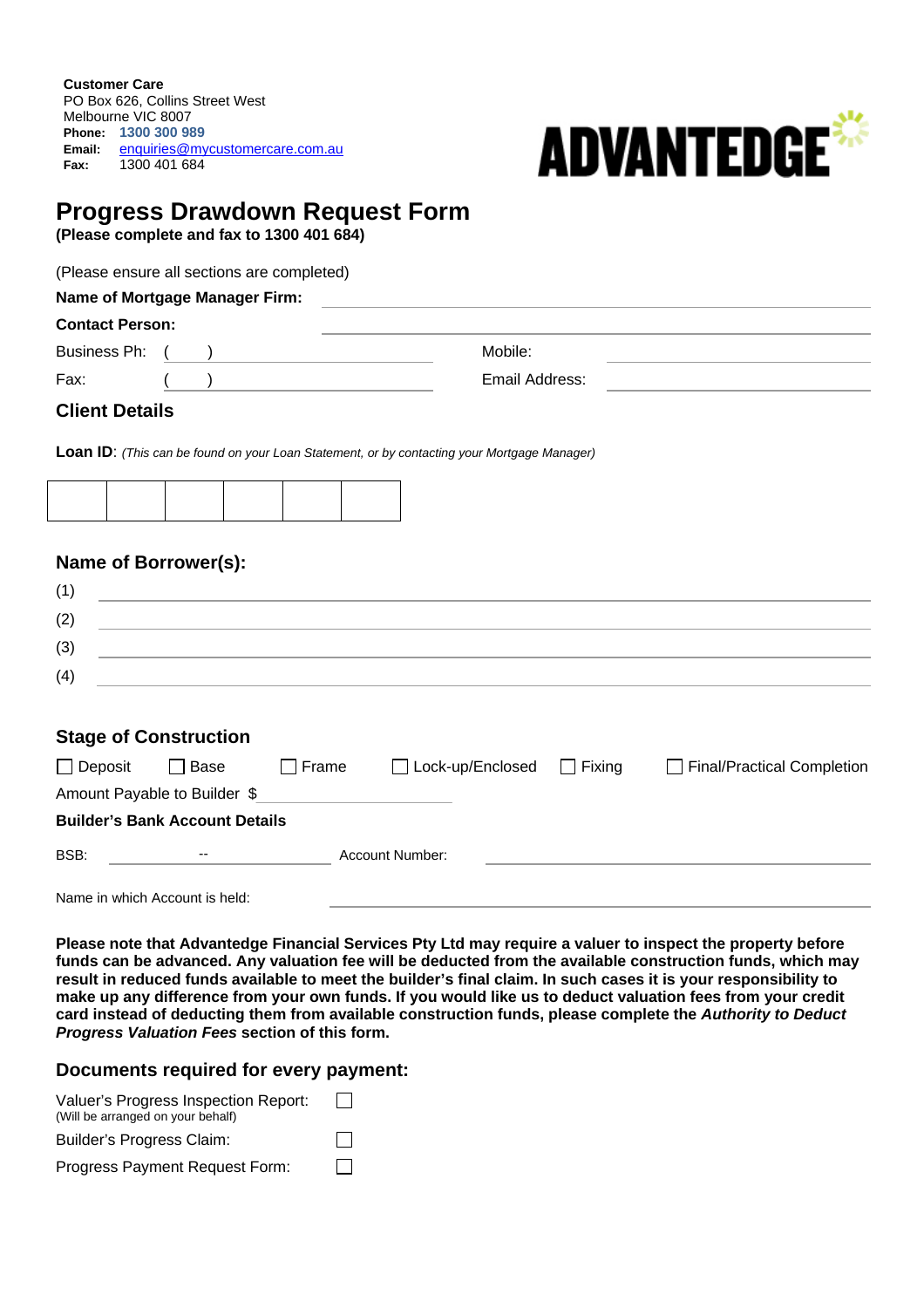**Customer Care**
PO Box 626, Collins Street West
Melbourne VIC 8007
**Phone:** 1300 300 989
**Email:** enquiries@mycustomercare.com.au
**Fax:** 1300 401 684

ADVANTEDGE

# Progress Drawdown Request Form

**(Please complete and fax to 1300 401 684)**

(Please ensure all sections are completed)

**Name of Mortgage Manager Firm:** ______________________________

**Contact Person:** ______________________________

Business Ph: ( ) ______________ Mobile: ______________

Fax: ( ) ______________ Email Address: ______________

## Client Details

**Loan ID**: *(This can be found on your Loan Statement, or by contacting your Mortgage Manager)*

| | | | | | |
|---|---|---|---|---|---|
| | | | | | |

## Name of Borrower(s):

(1) ______________________________

(2) ______________________________

(3) ______________________________

(4) ______________________________

## Stage of Construction

☐ Deposit ☐ Base ☐ Frame ☐ Lock-up/Enclosed ☐ Fixing ☐ Final/Practical Completion

Amount Payable to Builder $ ______________

**Builder's Bank Account Details**

BSB: ______ -- ______ Account Number: ______________

Name in which Account is held: ______________________________

**Please note that Advantedge Financial Services Pty Ltd may require a valuer to inspect the property before funds can be advanced. Any valuation fee will be deducted from the available construction funds, which may result in reduced funds available to meet the builder's final claim. In such cases it is your responsibility to make up any difference from your own funds. If you would like us to deduct valuation fees from your credit card instead of deducting them from available construction funds, please complete the *Authority to Deduct Progress Valuation Fees* section of this form.**

## Documents required for every payment:

Valuer's Progress Inspection Report: ☐
(Will be arranged on your behalf)

Builder's Progress Claim: ☐

Progress Payment Request Form: ☐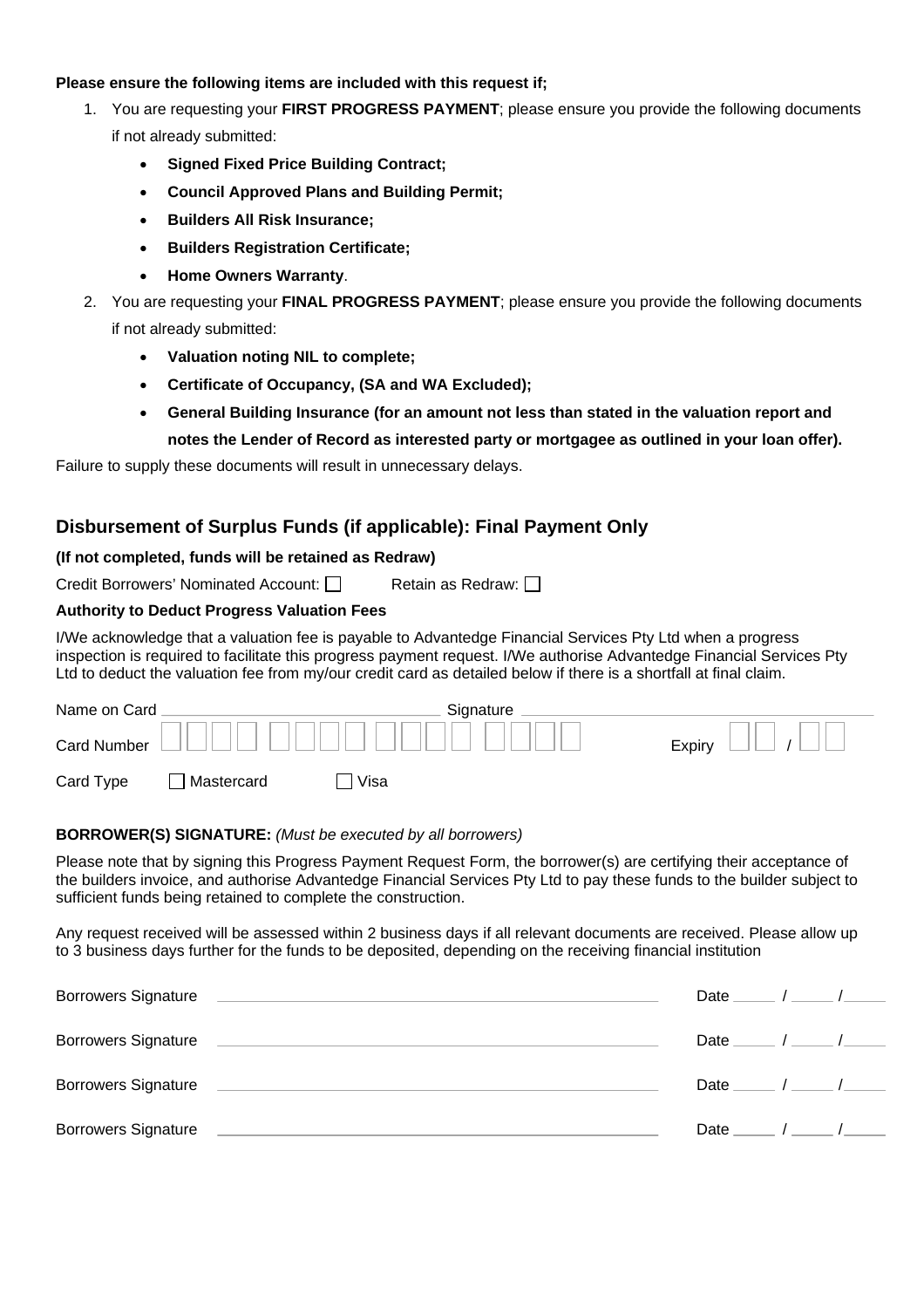**Please ensure the following items are included with this request if;**

1. You are requesting your **FIRST PROGRESS PAYMENT**; please ensure you provide the following documents if not already submitted:
   - **Signed Fixed Price Building Contract;**
   - **Council Approved Plans and Building Permit;**
   - **Builders All Risk Insurance;**
   - **Builders Registration Certificate;**
   - **Home Owners Warranty**.
2. You are requesting your **FINAL PROGRESS PAYMENT**; please ensure you provide the following documents if not already submitted:
   - **Valuation noting NIL to complete;**
   - **Certificate of Occupancy, (SA and WA Excluded);**
   - **General Building Insurance (for an amount not less than stated in the valuation report and notes the Lender of Record as interested party or mortgagee as outlined in your loan offer).**

Failure to supply these documents will result in unnecessary delays.

## Disbursement of Surplus Funds (if applicable): Final Payment Only

**(If not completed, funds will be retained as Redraw)**

Credit Borrowers' Nominated Account: ☐ Retain as Redraw: ☐

**Authority to Deduct Progress Valuation Fees**

I/We acknowledge that a valuation fee is payable to Advantedge Financial Services Pty Ltd when a progress inspection is required to facilitate this progress payment request. I/We authorise Advantedge Financial Services Pty Ltd to deduct the valuation fee from my/our credit card as detailed below if there is a shortfall at final claim.

Name on Card ______________________________ Signature ______________________________

Card Number ☐☐☐☐ ☐☐☐☐ ☐☐☐☐ ☐☐☐☐ Expiry ☐☐ / ☐☐

Card Type ☐ Mastercard ☐ Visa

**BORROWER(S) SIGNATURE:** *(Must be executed by all borrowers)*

Please note that by signing this Progress Payment Request Form, the borrower(s) are certifying their acceptance of the builders invoice, and authorise Advantedge Financial Services Pty Ltd to pay these funds to the builder subject to sufficient funds being retained to complete the construction.

Any request received will be assessed within 2 business days if all relevant documents are received. Please allow up to 3 business days further for the funds to be deposited, depending on the receiving financial institution

Borrowers Signature ______________________________ Date _____ / _____ /_____

Borrowers Signature ______________________________ Date _____ / _____ /_____

Borrowers Signature ______________________________ Date _____ / _____ /_____

Borrowers Signature ______________________________ Date _____ / _____ /_____